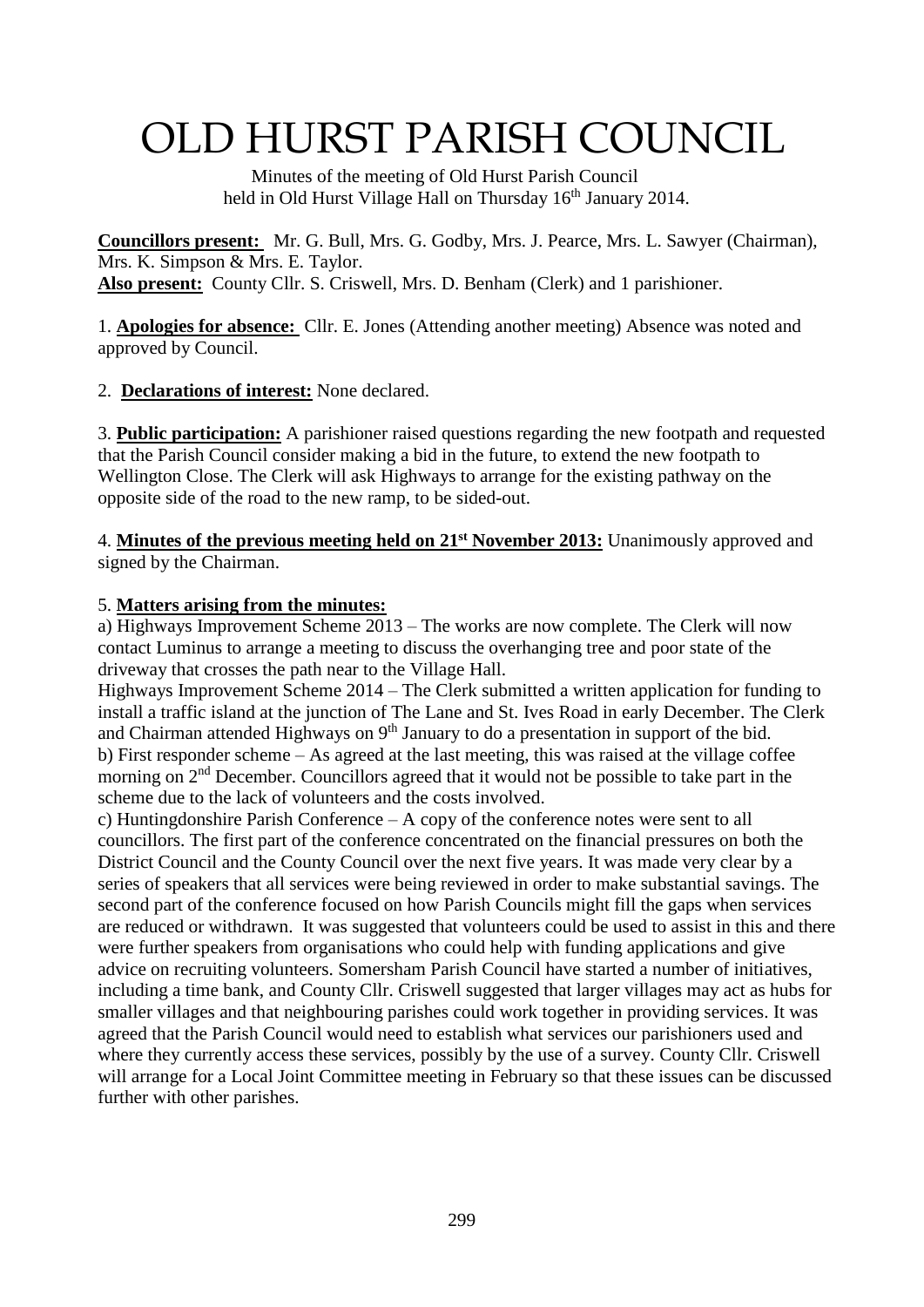# OLD HURST PARISH COUNCIL

Minutes of the meeting of Old Hurst Parish Council held in Old Hurst Village Hall on Thursday 16th January 2014.

**Councillors present:** Mr. G. Bull, Mrs. G. Godby, Mrs. J. Pearce, Mrs. L. Sawyer (Chairman), Mrs. K. Simpson & Mrs. E. Taylor.
**Also present:** County Cllr. S. Criswell, Mrs. D. Benham (Clerk) and 1 parishioner.

1. **Apologies for absence:** Cllr. E. Jones (Attending another meeting) Absence was noted and approved by Council.

2. **Declarations of interest:** None declared.

3. **Public participation:** A parishioner raised questions regarding the new footpath and requested that the Parish Council consider making a bid in the future, to extend the new footpath to Wellington Close. The Clerk will ask Highways to arrange for the existing pathway on the opposite side of the road to the new ramp, to be sided-out.

4. **Minutes of the previous meeting held on 21st November 2013:** Unanimously approved and signed by the Chairman.

5. **Matters arising from the minutes:**
a) Highways Improvement Scheme 2013 – The works are now complete. The Clerk will now contact Luminus to arrange a meeting to discuss the overhanging tree and poor state of the driveway that crosses the path near to the Village Hall.
Highways Improvement Scheme 2014 – The Clerk submitted a written application for funding to install a traffic island at the junction of The Lane and St. Ives Road in early December. The Clerk and Chairman attended Highways on 9th January to do a presentation in support of the bid.
b) First responder scheme – As agreed at the last meeting, this was raised at the village coffee morning on 2nd December. Councillors agreed that it would not be possible to take part in the scheme due to the lack of volunteers and the costs involved.
c) Huntingdonshire Parish Conference – A copy of the conference notes were sent to all councillors. The first part of the conference concentrated on the financial pressures on both the District Council and the County Council over the next five years. It was made very clear by a series of speakers that all services were being reviewed in order to make substantial savings. The second part of the conference focused on how Parish Councils might fill the gaps when services are reduced or withdrawn. It was suggested that volunteers could be used to assist in this and there were further speakers from organisations who could help with funding applications and give advice on recruiting volunteers. Somersham Parish Council have started a number of initiatives, including a time bank, and County Cllr. Criswell suggested that larger villages may act as hubs for smaller villages and that neighbouring parishes could work together in providing services. It was agreed that the Parish Council would need to establish what services our parishioners used and where they currently access these services, possibly by the use of a survey. County Cllr. Criswell will arrange for a Local Joint Committee meeting in February so that these issues can be discussed further with other parishes.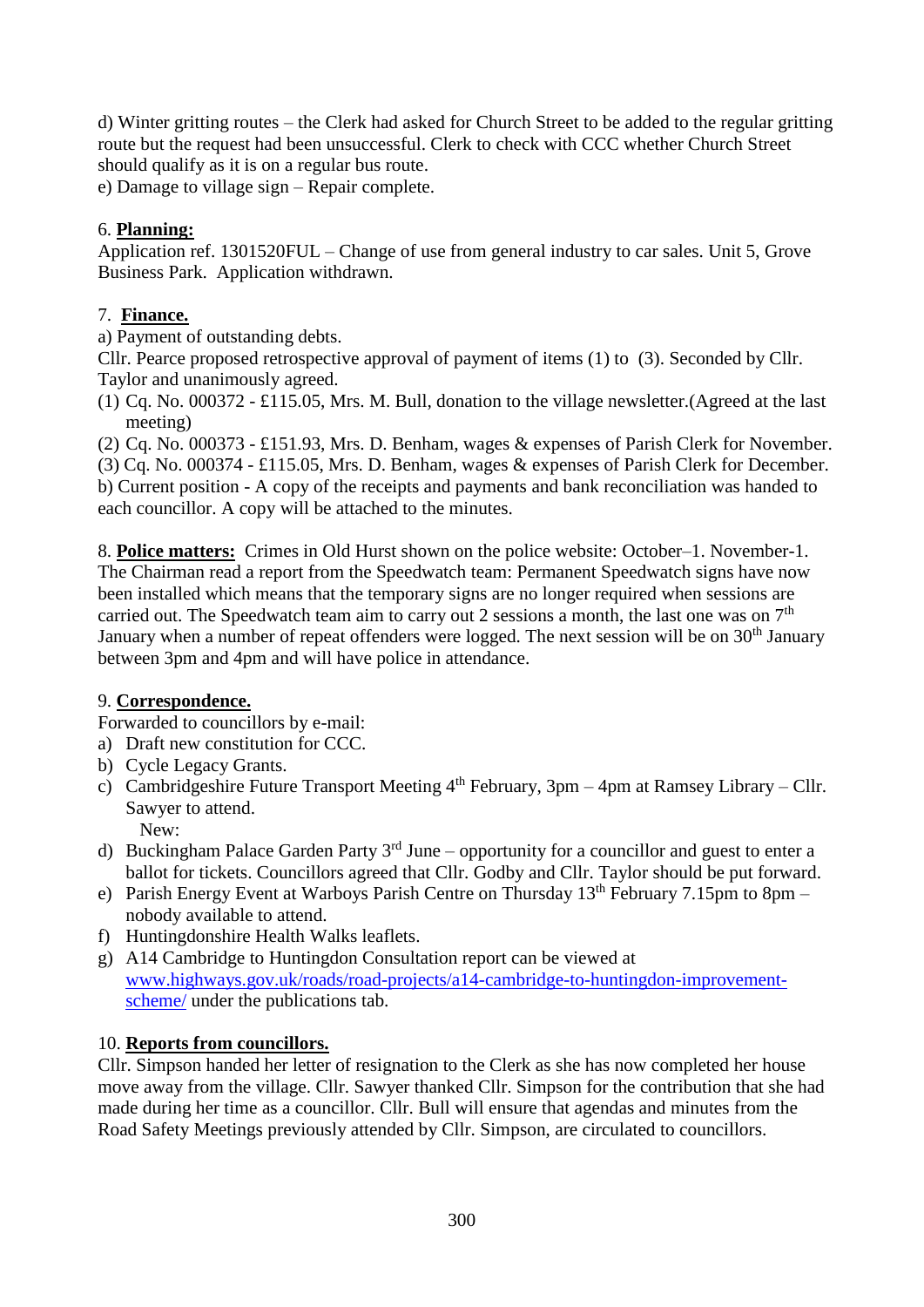d) Winter gritting routes – the Clerk had asked for Church Street to be added to the regular gritting route but the request had been unsuccessful. Clerk to check with CCC whether Church Street should qualify as it is on a regular bus route.
e) Damage to village sign – Repair complete.

6. **Planning:**
Application ref. 1301520FUL – Change of use from general industry to car sales. Unit 5, Grove Business Park. Application withdrawn.

7. **Finance.**
a) Payment of outstanding debts.
Cllr. Pearce proposed retrospective approval of payment of items (1) to (3). Seconded by Cllr. Taylor and unanimously agreed.
(1) Cq. No. 000372 - £115.05, Mrs. M. Bull, donation to the village newsletter.(Agreed at the last meeting)
(2) Cq. No. 000373 - £151.93, Mrs. D. Benham, wages & expenses of Parish Clerk for November.
(3) Cq. No. 000374 - £115.05, Mrs. D. Benham, wages & expenses of Parish Clerk for December.
b) Current position - A copy of the receipts and payments and bank reconciliation was handed to each councillor. A copy will be attached to the minutes.

8. **Police matters:** Crimes in Old Hurst shown on the police website: October–1. November-1. The Chairman read a report from the Speedwatch team: Permanent Speedwatch signs have now been installed which means that the temporary signs are no longer required when sessions are carried out. The Speedwatch team aim to carry out 2 sessions a month, the last one was on 7th January when a number of repeat offenders were logged. The next session will be on 30th January between 3pm and 4pm and will have police in attendance.

9. **Correspondence.**
Forwarded to councillors by e-mail:
a) Draft new constitution for CCC.
b) Cycle Legacy Grants.
c) Cambridgeshire Future Transport Meeting 4th February, 3pm – 4pm at Ramsey Library – Cllr. Sawyer to attend.
New:
d) Buckingham Palace Garden Party 3rd June – opportunity for a councillor and guest to enter a ballot for tickets. Councillors agreed that Cllr. Godby and Cllr. Taylor should be put forward.
e) Parish Energy Event at Warboys Parish Centre on Thursday 13th February 7.15pm to 8pm – nobody available to attend.
f) Huntingdonshire Health Walks leaflets.
g) A14 Cambridge to Huntingdon Consultation report can be viewed at www.highways.gov.uk/roads/road-projects/a14-cambridge-to-huntingdon-improvement-scheme/ under the publications tab.

10. **Reports from councillors.**
Cllr. Simpson handed her letter of resignation to the Clerk as she has now completed her house move away from the village. Cllr. Sawyer thanked Cllr. Simpson for the contribution that she had made during her time as a councillor. Cllr. Bull will ensure that agendas and minutes from the Road Safety Meetings previously attended by Cllr. Simpson, are circulated to councillors.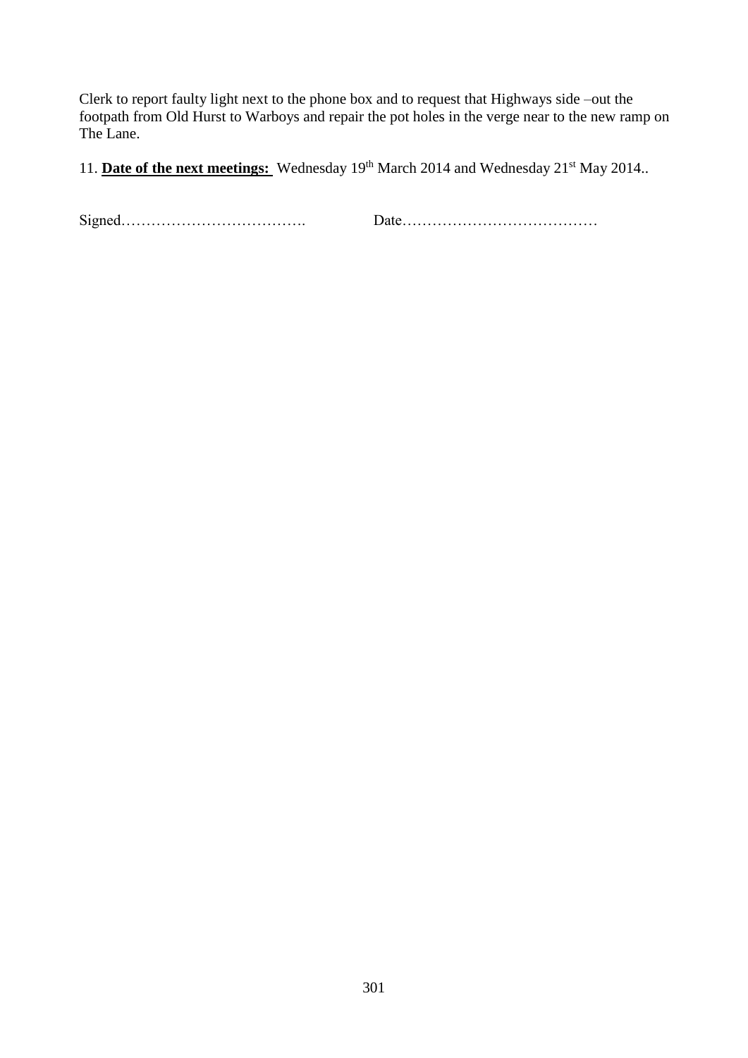Clerk to report faulty light next to the phone box and to request that Highways side –out the footpath from Old Hurst to Warboys and repair the pot holes in the verge near to the new ramp on The Lane.

11. **Date of the next meetings:** Wednesday 19th March 2014 and Wednesday 21st May 2014..

Signed………………………………. Date…………………………………